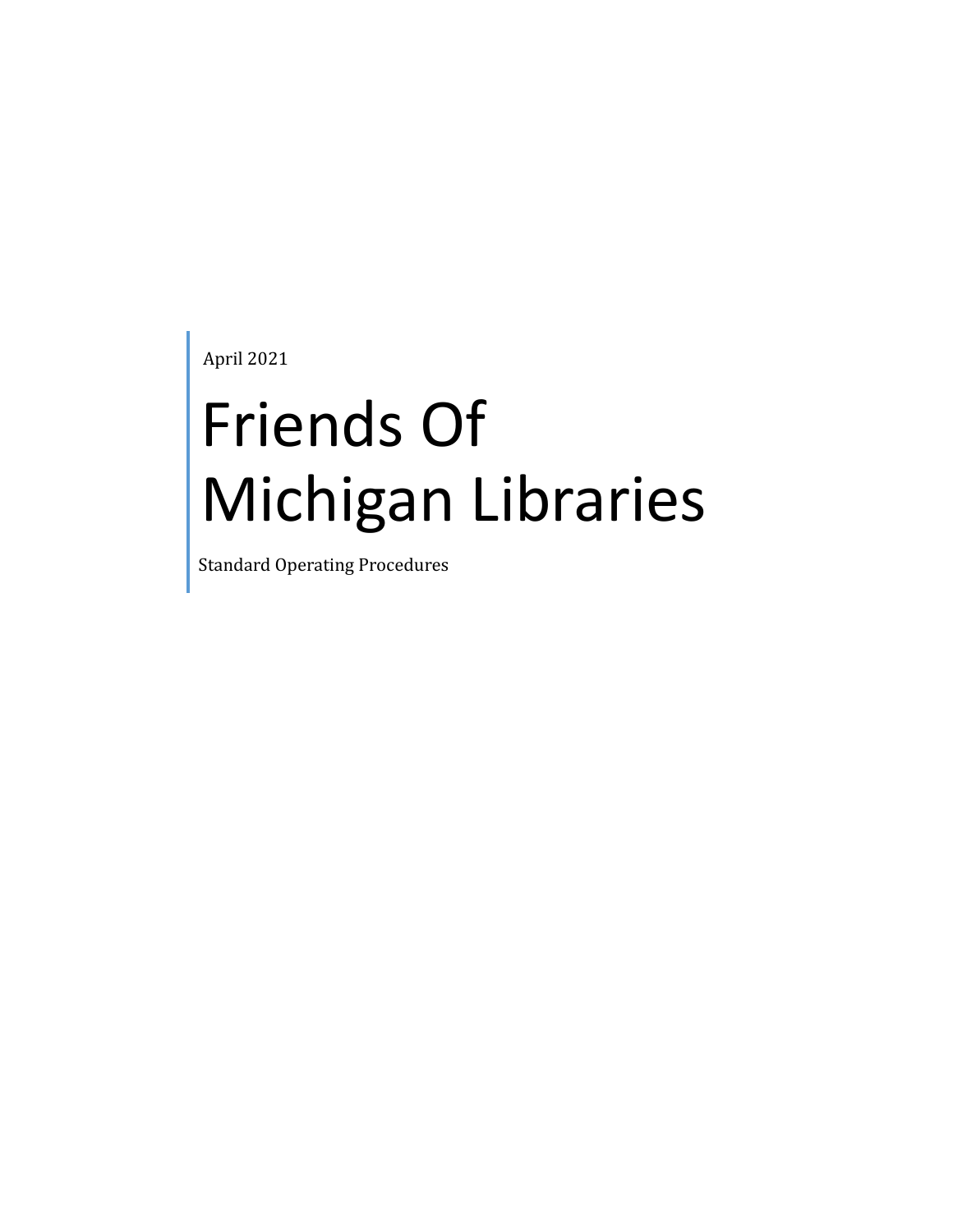April 2021

# Friends Of Michigan Libraries

Standard Operating Procedures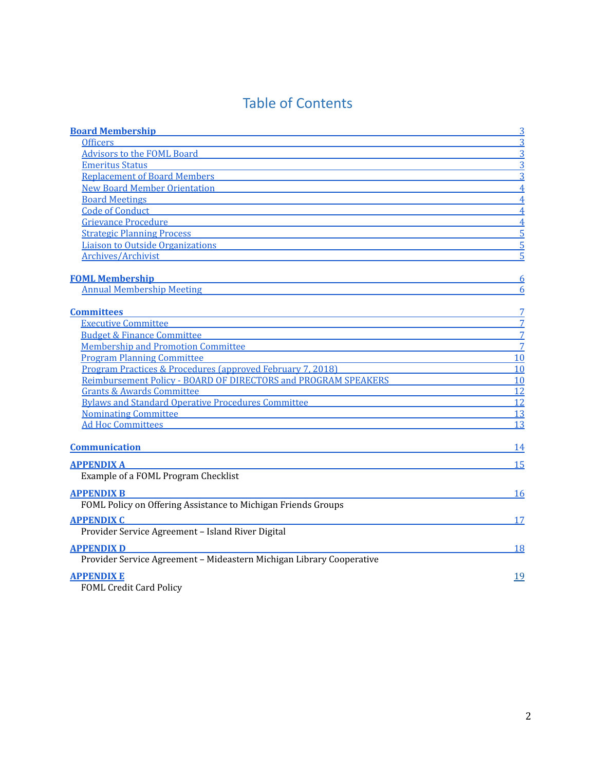# Table of Contents

| | |
|---|---|
| **Board Membership** | 3 |
| Officers | 3 |
| Advisors to the FOML Board | 3 |
| Emeritus Status | 3 |
| Replacement of Board Members | 3 |
| New Board Member Orientation | 4 |
| Board Meetings | 4 |
| Code of Conduct | 4 |
| Grievance Procedure | 4 |
| Strategic Planning Process | 5 |
| Liaison to Outside Organizations | 5 |
| Archives/Archivist | 5 |
| **FOML Membership** | 6 |
| Annual Membership Meeting | 6 |
| **Committees** | 7 |
| Executive Committee | 7 |
| Budget & Finance Committee | 7 |
| Membership and Promotion Committee | 7 |
| Program Planning Committee | 10 |
| Program Practices & Procedures (approved February 7, 2018) | 10 |
| Reimbursement Policy - BOARD OF DIRECTORS and PROGRAM SPEAKERS | 10 |
| Grants & Awards Committee | 12 |
| Bylaws and Standard Operative Procedures Committee | 12 |
| Nominating Committee | 13 |
| Ad Hoc Committees | 13 |
| **Communication** | 14 |
| **APPENDIX A** | 15 |
| Example of a FOML Program Checklist | |
| **APPENDIX B** | 16 |
| FOML Policy on Offering Assistance to Michigan Friends Groups | |
| **APPENDIX C** | 17 |
| Provider Service Agreement – Island River Digital | |
| **APPENDIX D** | 18 |
| Provider Service Agreement – Mideastern Michigan Library Cooperative | |
| **APPENDIX E** | 19 |
| FOML Credit Card Policy | |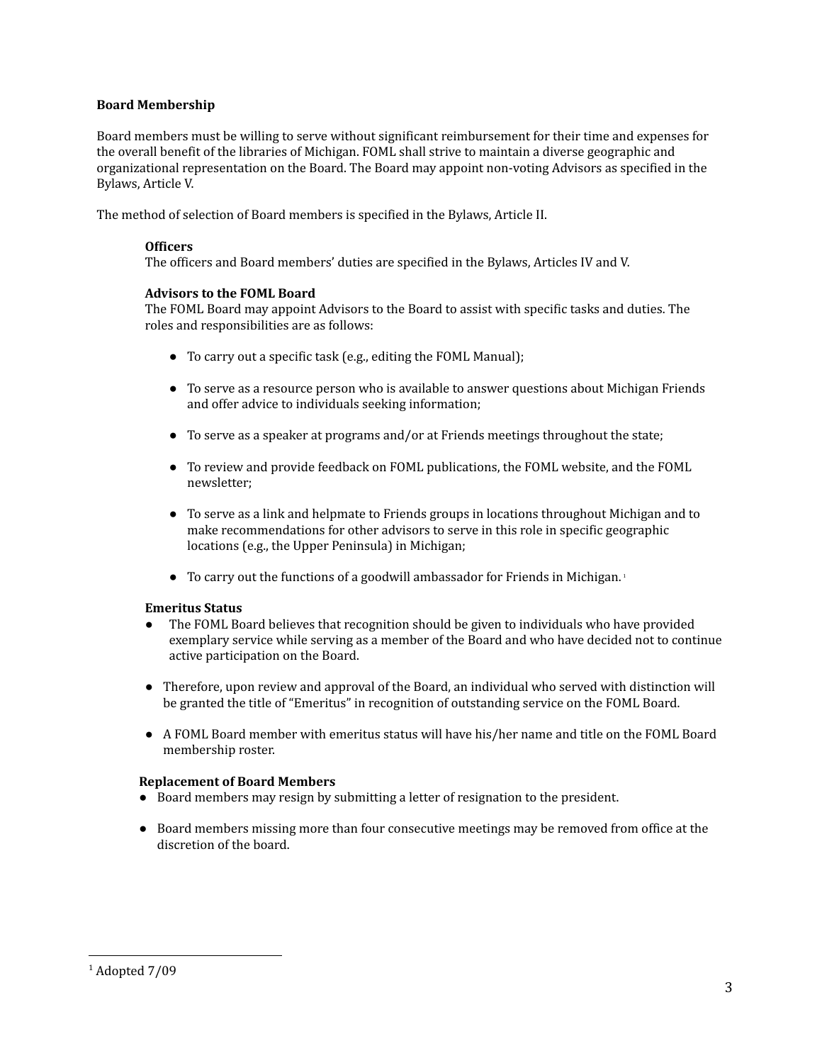## Board Membership

Board members must be willing to serve without significant reimbursement for their time and expenses for the overall benefit of the libraries of Michigan. FOML shall strive to maintain a diverse geographic and organizational representation on the Board. The Board may appoint non-voting Advisors as specified in the Bylaws, Article V.

The method of selection of Board members is specified in the Bylaws, Article II.

### Officers

The officers and Board members' duties are specified in the Bylaws, Articles IV and V.

### Advisors to the FOML Board

The FOML Board may appoint Advisors to the Board to assist with specific tasks and duties. The roles and responsibilities are as follows:

- To carry out a specific task (e.g., editing the FOML Manual);
- To serve as a resource person who is available to answer questions about Michigan Friends and offer advice to individuals seeking information;
- To serve as a speaker at programs and/or at Friends meetings throughout the state;
- To review and provide feedback on FOML publications, the FOML website, and the FOML newsletter;
- To serve as a link and helpmate to Friends groups in locations throughout Michigan and to make recommendations for other advisors to serve in this role in specific geographic locations (e.g., the Upper Peninsula) in Michigan;
- To carry out the functions of a goodwill ambassador for Friends in Michigan. [1]

### Emeritus Status

- The FOML Board believes that recognition should be given to individuals who have provided exemplary service while serving as a member of the Board and who have decided not to continue active participation on the Board.
- Therefore, upon review and approval of the Board, an individual who served with distinction will be granted the title of "Emeritus" in recognition of outstanding service on the FOML Board.
- A FOML Board member with emeritus status will have his/her name and title on the FOML Board membership roster.

### Replacement of Board Members

- Board members may resign by submitting a letter of resignation to the president.
- Board members missing more than four consecutive meetings may be removed from office at the discretion of the board.

---

[1] Adopted 7/09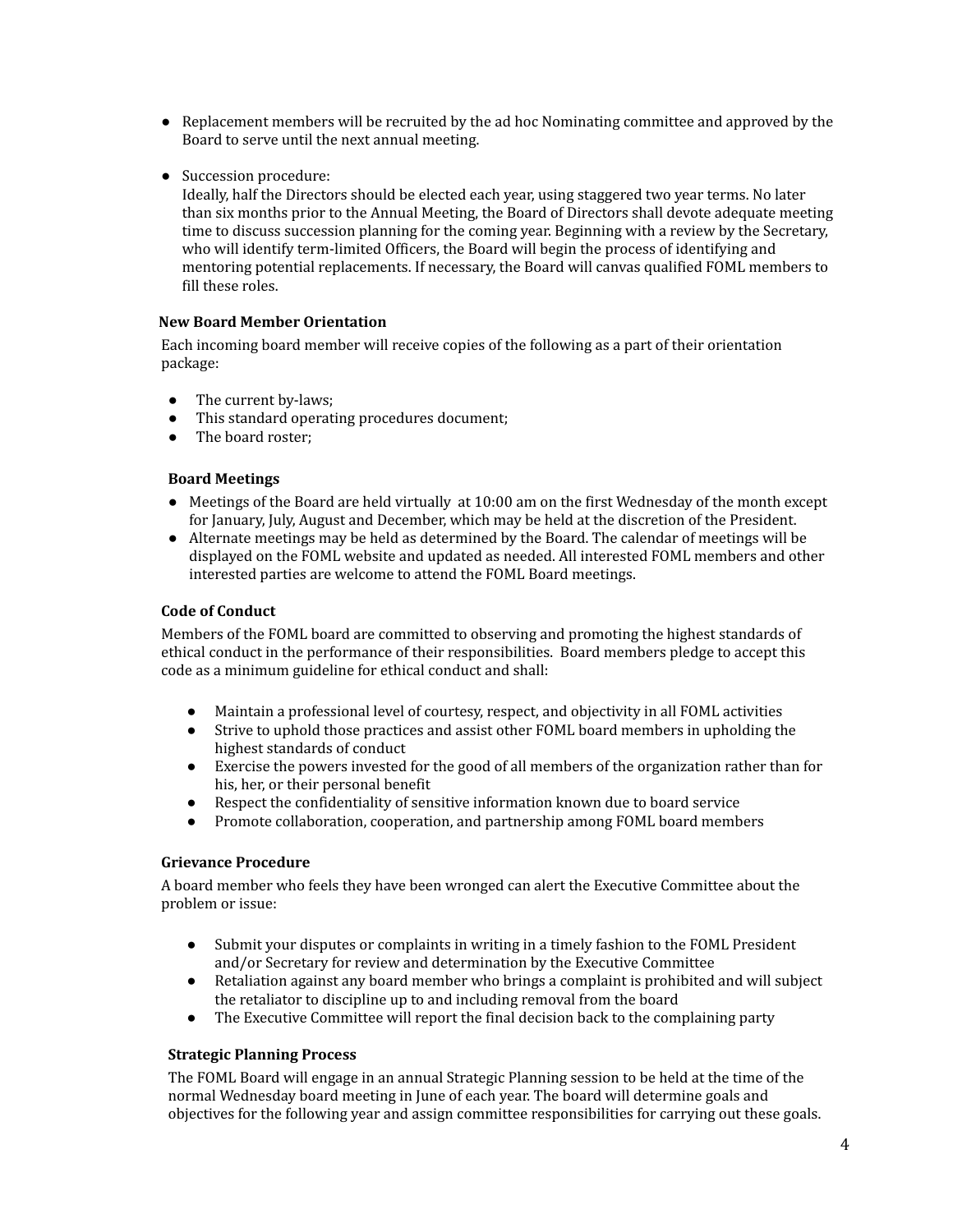- Replacement members will be recruited by the ad hoc Nominating committee and approved by the Board to serve until the next annual meeting.

- Succession procedure:
  Ideally, half the Directors should be elected each year, using staggered two year terms. No later than six months prior to the Annual Meeting, the Board of Directors shall devote adequate meeting time to discuss succession planning for the coming year. Beginning with a review by the Secretary, who will identify term-limited Officers, the Board will begin the process of identifying and mentoring potential replacements. If necessary, the Board will canvas qualified FOML members to fill these roles.

**New Board Member Orientation**

Each incoming board member will receive copies of the following as a part of their orientation package:

- The current by-laws;
- This standard operating procedures document;
- The board roster;

**Board Meetings**

- Meetings of the Board are held virtually at 10:00 am on the first Wednesday of the month except for January, July, August and December, which may be held at the discretion of the President.
- Alternate meetings may be held as determined by the Board. The calendar of meetings will be displayed on the FOML website and updated as needed. All interested FOML members and other interested parties are welcome to attend the FOML Board meetings.

**Code of Conduct**

Members of the FOML board are committed to observing and promoting the highest standards of ethical conduct in the performance of their responsibilities. Board members pledge to accept this code as a minimum guideline for ethical conduct and shall:

- Maintain a professional level of courtesy, respect, and objectivity in all FOML activities
- Strive to uphold those practices and assist other FOML board members in upholding the highest standards of conduct
- Exercise the powers invested for the good of all members of the organization rather than for his, her, or their personal benefit
- Respect the confidentiality of sensitive information known due to board service
- Promote collaboration, cooperation, and partnership among FOML board members

**Grievance Procedure**

A board member who feels they have been wronged can alert the Executive Committee about the problem or issue:

- Submit your disputes or complaints in writing in a timely fashion to the FOML President and/or Secretary for review and determination by the Executive Committee
- Retaliation against any board member who brings a complaint is prohibited and will subject the retaliator to discipline up to and including removal from the board
- The Executive Committee will report the final decision back to the complaining party

**Strategic Planning Process**

The FOML Board will engage in an annual Strategic Planning session to be held at the time of the normal Wednesday board meeting in June of each year. The board will determine goals and objectives for the following year and assign committee responsibilities for carrying out these goals.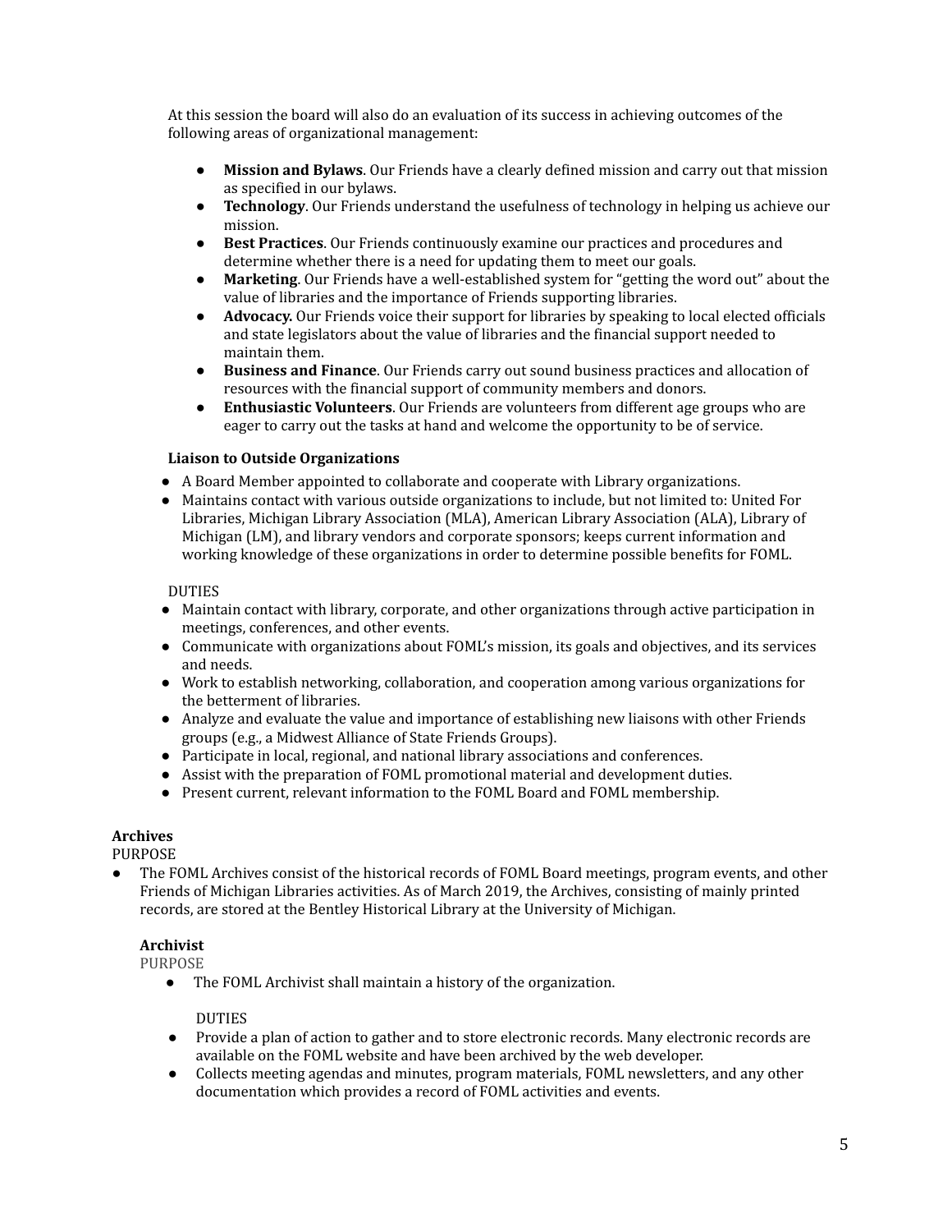At this session the board will also do an evaluation of its success in achieving outcomes of the following areas of organizational management:

- **Mission and Bylaws**. Our Friends have a clearly defined mission and carry out that mission as specified in our bylaws.
- **Technology**. Our Friends understand the usefulness of technology in helping us achieve our mission.
- **Best Practices**. Our Friends continuously examine our practices and procedures and determine whether there is a need for updating them to meet our goals.
- **Marketing**. Our Friends have a well-established system for "getting the word out" about the value of libraries and the importance of Friends supporting libraries.
- **Advocacy.** Our Friends voice their support for libraries by speaking to local elected officials and state legislators about the value of libraries and the financial support needed to maintain them.
- **Business and Finance**. Our Friends carry out sound business practices and allocation of resources with the financial support of community members and donors.
- **Enthusiastic Volunteers**. Our Friends are volunteers from different age groups who are eager to carry out the tasks at hand and welcome the opportunity to be of service.

**Liaison to Outside Organizations**

- A Board Member appointed to collaborate and cooperate with Library organizations.
- Maintains contact with various outside organizations to include, but not limited to: United For Libraries, Michigan Library Association (MLA), American Library Association (ALA), Library of Michigan (LM), and library vendors and corporate sponsors; keeps current information and working knowledge of these organizations in order to determine possible benefits for FOML.

DUTIES

- Maintain contact with library, corporate, and other organizations through active participation in meetings, conferences, and other events.
- Communicate with organizations about FOML's mission, its goals and objectives, and its services and needs.
- Work to establish networking, collaboration, and cooperation among various organizations for the betterment of libraries.
- Analyze and evaluate the value and importance of establishing new liaisons with other Friends groups (e.g., a Midwest Alliance of State Friends Groups).
- Participate in local, regional, and national library associations and conferences.
- Assist with the preparation of FOML promotional material and development duties.
- Present current, relevant information to the FOML Board and FOML membership.

**Archives**

PURPOSE

- The FOML Archives consist of the historical records of FOML Board meetings, program events, and other Friends of Michigan Libraries activities. As of March 2019, the Archives, consisting of mainly printed records, are stored at the Bentley Historical Library at the University of Michigan.

**Archivist**

PURPOSE

- The FOML Archivist shall maintain a history of the organization.

DUTIES

- Provide a plan of action to gather and to store electronic records. Many electronic records are available on the FOML website and have been archived by the web developer.
- Collects meeting agendas and minutes, program materials, FOML newsletters, and any other documentation which provides a record of FOML activities and events.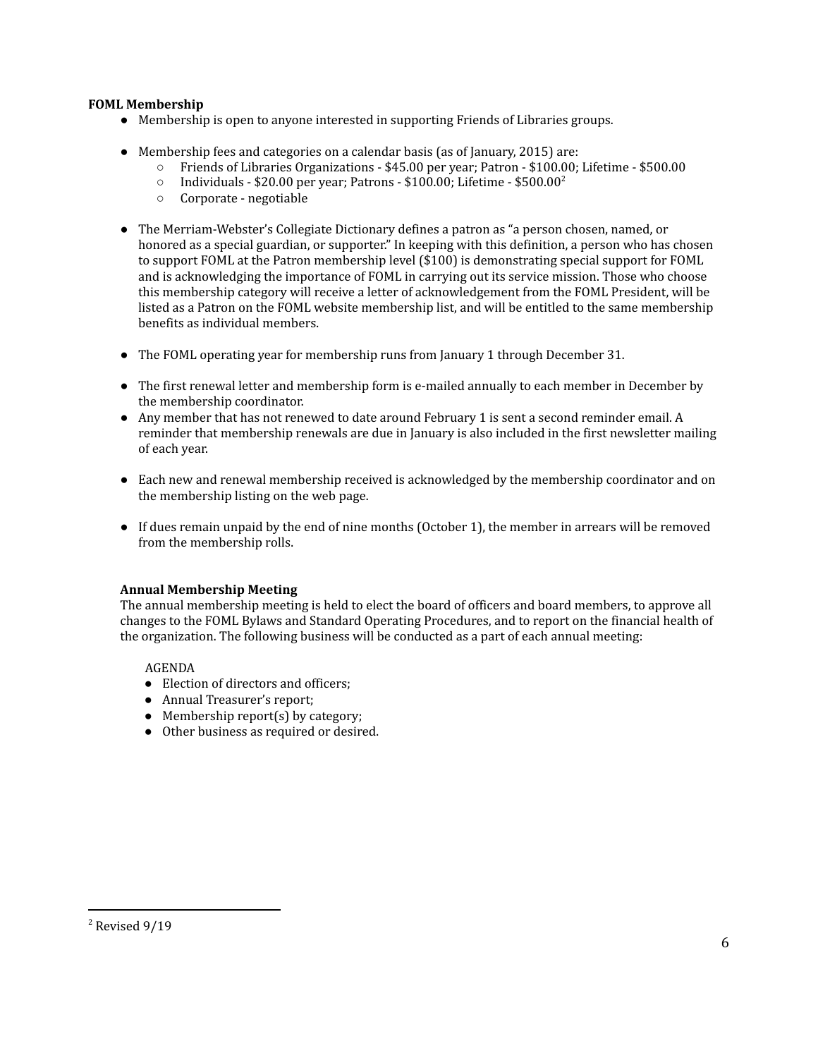**FOML Membership**

- Membership is open to anyone interested in supporting Friends of Libraries groups.

- Membership fees and categories on a calendar basis (as of January, 2015) are:
    - Friends of Libraries Organizations - $45.00 per year; Patron - $100.00; Lifetime - $500.00
    - Individuals - $20.00 per year; Patrons - $100.00; Lifetime - $500.00[2]
    - Corporate - negotiable

- The Merriam-Webster's Collegiate Dictionary defines a patron as "a person chosen, named, or honored as a special guardian, or supporter." In keeping with this definition, a person who has chosen to support FOML at the Patron membership level ($100) is demonstrating special support for FOML and is acknowledging the importance of FOML in carrying out its service mission. Those who choose this membership category will receive a letter of acknowledgement from the FOML President, will be listed as a Patron on the FOML website membership list, and will be entitled to the same membership benefits as individual members.

- The FOML operating year for membership runs from January 1 through December 31.

- The first renewal letter and membership form is e-mailed annually to each member in December by the membership coordinator.
- Any member that has not renewed to date around February 1 is sent a second reminder email. A reminder that membership renewals are due in January is also included in the first newsletter mailing of each year.

- Each new and renewal membership received is acknowledged by the membership coordinator and on the membership listing on the web page.

- If dues remain unpaid by the end of nine months (October 1), the member in arrears will be removed from the membership rolls.

**Annual Membership Meeting**

The annual membership meeting is held to elect the board of officers and board members, to approve all changes to the FOML Bylaws and Standard Operating Procedures, and to report on the financial health of the organization. The following business will be conducted as a part of each annual meeting:

AGENDA

- Election of directors and officers;
- Annual Treasurer's report;
- Membership report(s) by category;
- Other business as required or desired.

---

[2] Revised 9/19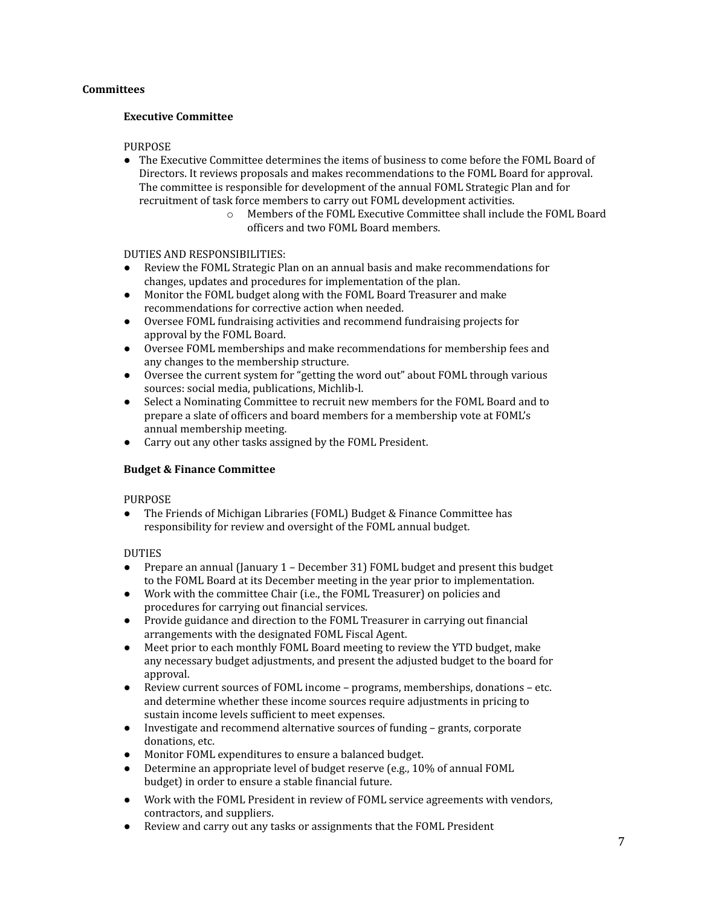## Committees

### Executive Committee

PURPOSE

- The Executive Committee determines the items of business to come before the FOML Board of Directors. It reviews proposals and makes recommendations to the FOML Board for approval. The committee is responsible for development of the annual FOML Strategic Plan and for recruitment of task force members to carry out FOML development activities.
  - Members of the FOML Executive Committee shall include the FOML Board officers and two FOML Board members.

DUTIES AND RESPONSIBILITIES:

- Review the FOML Strategic Plan on an annual basis and make recommendations for changes, updates and procedures for implementation of the plan.
- Monitor the FOML budget along with the FOML Board Treasurer and make recommendations for corrective action when needed.
- Oversee FOML fundraising activities and recommend fundraising projects for approval by the FOML Board.
- Oversee FOML memberships and make recommendations for membership fees and any changes to the membership structure.
- Oversee the current system for "getting the word out" about FOML through various sources: social media, publications, Michlib-l.
- Select a Nominating Committee to recruit new members for the FOML Board and to prepare a slate of officers and board members for a membership vote at FOML's annual membership meeting.
- Carry out any other tasks assigned by the FOML President.

### Budget & Finance Committee

PURPOSE

- The Friends of Michigan Libraries (FOML) Budget & Finance Committee has responsibility for review and oversight of the FOML annual budget.

DUTIES

- Prepare an annual (January 1 – December 31) FOML budget and present this budget to the FOML Board at its December meeting in the year prior to implementation.
- Work with the committee Chair (i.e., the FOML Treasurer) on policies and procedures for carrying out financial services.
- Provide guidance and direction to the FOML Treasurer in carrying out financial arrangements with the designated FOML Fiscal Agent.
- Meet prior to each monthly FOML Board meeting to review the YTD budget, make any necessary budget adjustments, and present the adjusted budget to the board for approval.
- Review current sources of FOML income – programs, memberships, donations – etc. and determine whether these income sources require adjustments in pricing to sustain income levels sufficient to meet expenses.
- Investigate and recommend alternative sources of funding – grants, corporate donations, etc.
- Monitor FOML expenditures to ensure a balanced budget.
- Determine an appropriate level of budget reserve (e.g., 10% of annual FOML budget) in order to ensure a stable financial future.
- Work with the FOML President in review of FOML service agreements with vendors, contractors, and suppliers.
- Review and carry out any tasks or assignments that the FOML President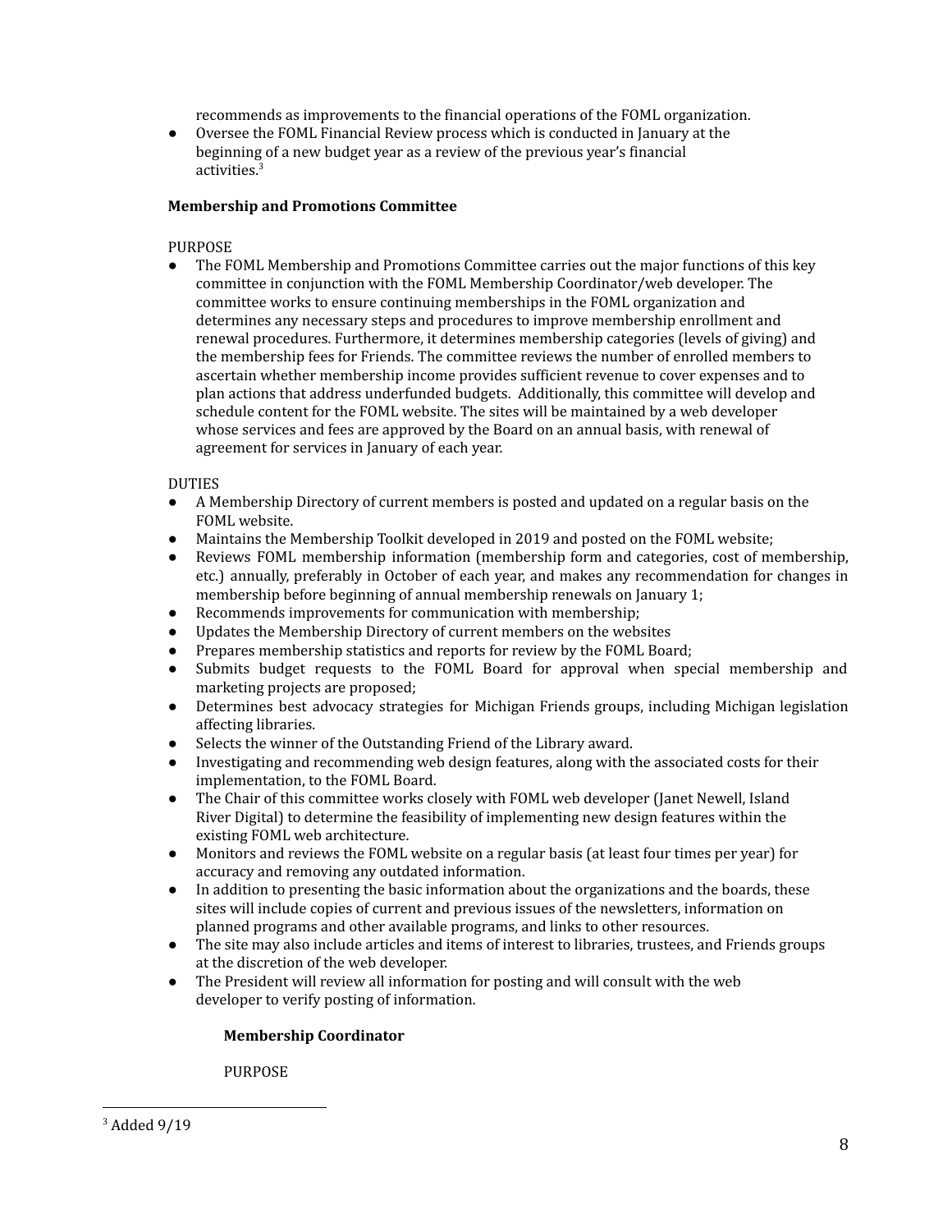recommends as improvements to the financial operations of the FOML organization.

- Oversee the FOML Financial Review process which is conducted in January at the beginning of a new budget year as a review of the previous year's financial activities.[3]

**Membership and Promotions Committee**

PURPOSE

- The FOML Membership and Promotions Committee carries out the major functions of this key committee in conjunction with the FOML Membership Coordinator/web developer. The committee works to ensure continuing memberships in the FOML organization and determines any necessary steps and procedures to improve membership enrollment and renewal procedures. Furthermore, it determines membership categories (levels of giving) and the membership fees for Friends. The committee reviews the number of enrolled members to ascertain whether membership income provides sufficient revenue to cover expenses and to plan actions that address underfunded budgets. Additionally, this committee will develop and schedule content for the FOML website. The sites will be maintained by a web developer whose services and fees are approved by the Board on an annual basis, with renewal of agreement for services in January of each year.

DUTIES

- A Membership Directory of current members is posted and updated on a regular basis on the FOML website.
- Maintains the Membership Toolkit developed in 2019 and posted on the FOML website;
- Reviews FOML membership information (membership form and categories, cost of membership, etc.) annually, preferably in October of each year, and makes any recommendation for changes in membership before beginning of annual membership renewals on January 1;
- Recommends improvements for communication with membership;
- Updates the Membership Directory of current members on the websites
- Prepares membership statistics and reports for review by the FOML Board;
- Submits budget requests to the FOML Board for approval when special membership and marketing projects are proposed;
- Determines best advocacy strategies for Michigan Friends groups, including Michigan legislation affecting libraries.
- Selects the winner of the Outstanding Friend of the Library award.
- Investigating and recommending web design features, along with the associated costs for their implementation, to the FOML Board.
- The Chair of this committee works closely with FOML web developer (Janet Newell, Island River Digital) to determine the feasibility of implementing new design features within the existing FOML web architecture.
- Monitors and reviews the FOML website on a regular basis (at least four times per year) for accuracy and removing any outdated information.
- In addition to presenting the basic information about the organizations and the boards, these sites will include copies of current and previous issues of the newsletters, information on planned programs and other available programs, and links to other resources.
- The site may also include articles and items of interest to libraries, trustees, and Friends groups at the discretion of the web developer.
- The President will review all information for posting and will consult with the web developer to verify posting of information.

**Membership Coordinator**

PURPOSE

[3] Added 9/19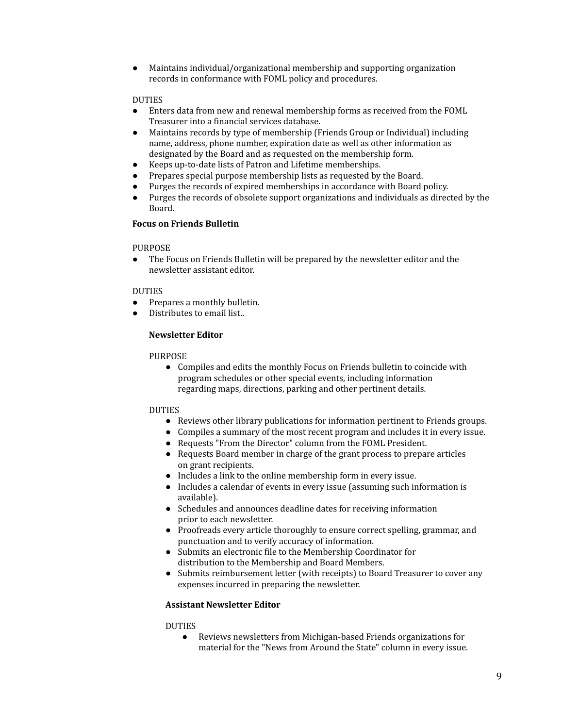- Maintains individual/organizational membership and supporting organization records in conformance with FOML policy and procedures.

DUTIES

- Enters data from new and renewal membership forms as received from the FOML Treasurer into a financial services database.
- Maintains records by type of membership (Friends Group or Individual) including name, address, phone number, expiration date as well as other information as designated by the Board and as requested on the membership form.
- Keeps up-to-date lists of Patron and Lifetime memberships.
- Prepares special purpose membership lists as requested by the Board.
- Purges the records of expired memberships in accordance with Board policy.
- Purges the records of obsolete support organizations and individuals as directed by the Board.

**Focus on Friends Bulletin**

PURPOSE

- The Focus on Friends Bulletin will be prepared by the newsletter editor and the newsletter assistant editor.

DUTIES

- Prepares a monthly bulletin.
- Distributes to email list..

**Newsletter Editor**

PURPOSE

- Compiles and edits the monthly Focus on Friends bulletin to coincide with program schedules or other special events, including information regarding maps, directions, parking and other pertinent details.

DUTIES

- Reviews other library publications for information pertinent to Friends groups.
- Compiles a summary of the most recent program and includes it in every issue.
- Requests "From the Director" column from the FOML President.
- Requests Board member in charge of the grant process to prepare articles on grant recipients.
- Includes a link to the online membership form in every issue.
- Includes a calendar of events in every issue (assuming such information is available).
- Schedules and announces deadline dates for receiving information prior to each newsletter.
- Proofreads every article thoroughly to ensure correct spelling, grammar, and punctuation and to verify accuracy of information.
- Submits an electronic file to the Membership Coordinator for distribution to the Membership and Board Members.
- Submits reimbursement letter (with receipts) to Board Treasurer to cover any expenses incurred in preparing the newsletter.

**Assistant Newsletter Editor**

DUTIES

- Reviews newsletters from Michigan-based Friends organizations for material for the "News from Around the State" column in every issue.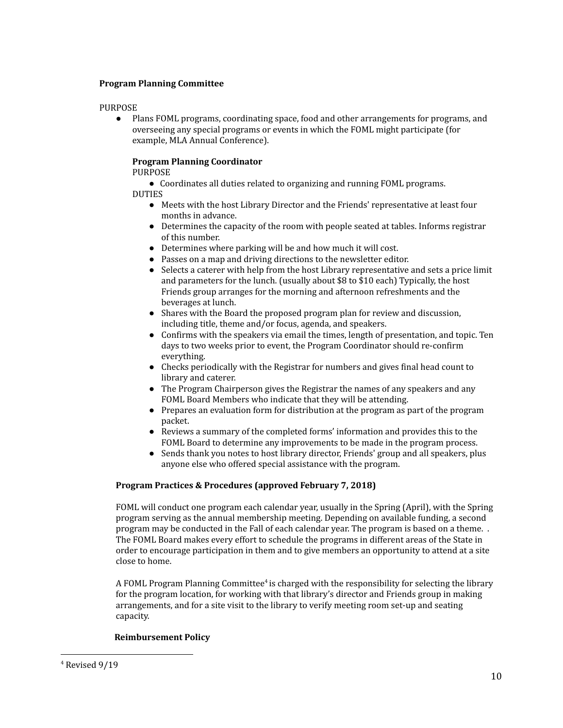**Program Planning Committee**

PURPOSE

- Plans FOML programs, coordinating space, food and other arrangements for programs, and overseeing any special programs or events in which the FOML might participate (for example, MLA Annual Conference).

**Program Planning Coordinator**

PURPOSE

- Coordinates all duties related to organizing and running FOML programs.

DUTIES

- Meets with the host Library Director and the Friends' representative at least four months in advance.
- Determines the capacity of the room with people seated at tables. Informs registrar of this number.
- Determines where parking will be and how much it will cost.
- Passes on a map and driving directions to the newsletter editor.
- Selects a caterer with help from the host Library representative and sets a price limit and parameters for the lunch. (usually about $8 to $10 each) Typically, the host Friends group arranges for the morning and afternoon refreshments and the beverages at lunch.
- Shares with the Board the proposed program plan for review and discussion, including title, theme and/or focus, agenda, and speakers.
- Confirms with the speakers via email the times, length of presentation, and topic. Ten days to two weeks prior to event, the Program Coordinator should re-confirm everything.
- Checks periodically with the Registrar for numbers and gives final head count to library and caterer.
- The Program Chairperson gives the Registrar the names of any speakers and any FOML Board Members who indicate that they will be attending.
- Prepares an evaluation form for distribution at the program as part of the program packet.
- Reviews a summary of the completed forms' information and provides this to the FOML Board to determine any improvements to be made in the program process.
- Sends thank you notes to host library director, Friends' group and all speakers, plus anyone else who offered special assistance with the program.

**Program Practices & Procedures (approved February 7, 2018)**

FOML will conduct one program each calendar year, usually in the Spring (April), with the Spring program serving as the annual membership meeting. Depending on available funding, a second program may be conducted in the Fall of each calendar year. The program is based on a theme. . The FOML Board makes every effort to schedule the programs in different areas of the State in order to encourage participation in them and to give members an opportunity to attend at a site close to home.

A FOML Program Planning Committee[4] is charged with the responsibility for selecting the library for the program location, for working with that library's director and Friends group in making arrangements, and for a site visit to the library to verify meeting room set-up and seating capacity.

**Reimbursement Policy**

[4] Revised 9/19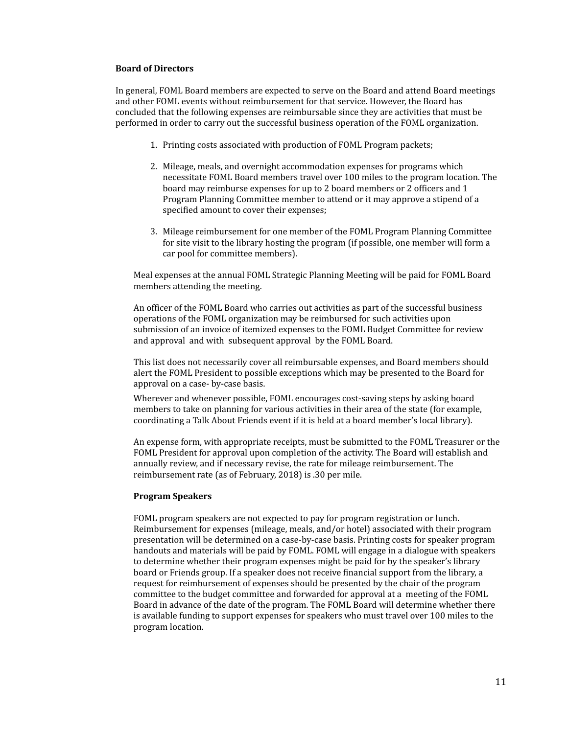**Board of Directors**

In general, FOML Board members are expected to serve on the Board and attend Board meetings and other FOML events without reimbursement for that service. However, the Board has concluded that the following expenses are reimbursable since they are activities that must be performed in order to carry out the successful business operation of the FOML organization.

1. Printing costs associated with production of FOML Program packets;

2. Mileage, meals, and overnight accommodation expenses for programs which necessitate FOML Board members travel over 100 miles to the program location. The board may reimburse expenses for up to 2 board members or 2 officers and 1 Program Planning Committee member to attend or it may approve a stipend of a specified amount to cover their expenses;

3. Mileage reimbursement for one member of the FOML Program Planning Committee for site visit to the library hosting the program (if possible, one member will form a car pool for committee members).

Meal expenses at the annual FOML Strategic Planning Meeting will be paid for FOML Board members attending the meeting.

An officer of the FOML Board who carries out activities as part of the successful business operations of the FOML organization may be reimbursed for such activities upon submission of an invoice of itemized expenses to the FOML Budget Committee for review and approval and with subsequent approval by the FOML Board.

This list does not necessarily cover all reimbursable expenses, and Board members should alert the FOML President to possible exceptions which may be presented to the Board for approval on a case- by-case basis.

Wherever and whenever possible, FOML encourages cost-saving steps by asking board members to take on planning for various activities in their area of the state (for example, coordinating a Talk About Friends event if it is held at a board member's local library).

An expense form, with appropriate receipts, must be submitted to the FOML Treasurer or the FOML President for approval upon completion of the activity. The Board will establish and annually review, and if necessary revise, the rate for mileage reimbursement. The reimbursement rate (as of February, 2018) is .30 per mile.

**Program Speakers**

FOML program speakers are not expected to pay for program registration or lunch. Reimbursement for expenses (mileage, meals, and/or hotel) associated with their program presentation will be determined on a case-by-case basis. Printing costs for speaker program handouts and materials will be paid by FOML. FOML will engage in a dialogue with speakers to determine whether their program expenses might be paid for by the speaker's library board or Friends group. If a speaker does not receive financial support from the library, a request for reimbursement of expenses should be presented by the chair of the program committee to the budget committee and forwarded for approval at a meeting of the FOML Board in advance of the date of the program. The FOML Board will determine whether there is available funding to support expenses for speakers who must travel over 100 miles to the program location.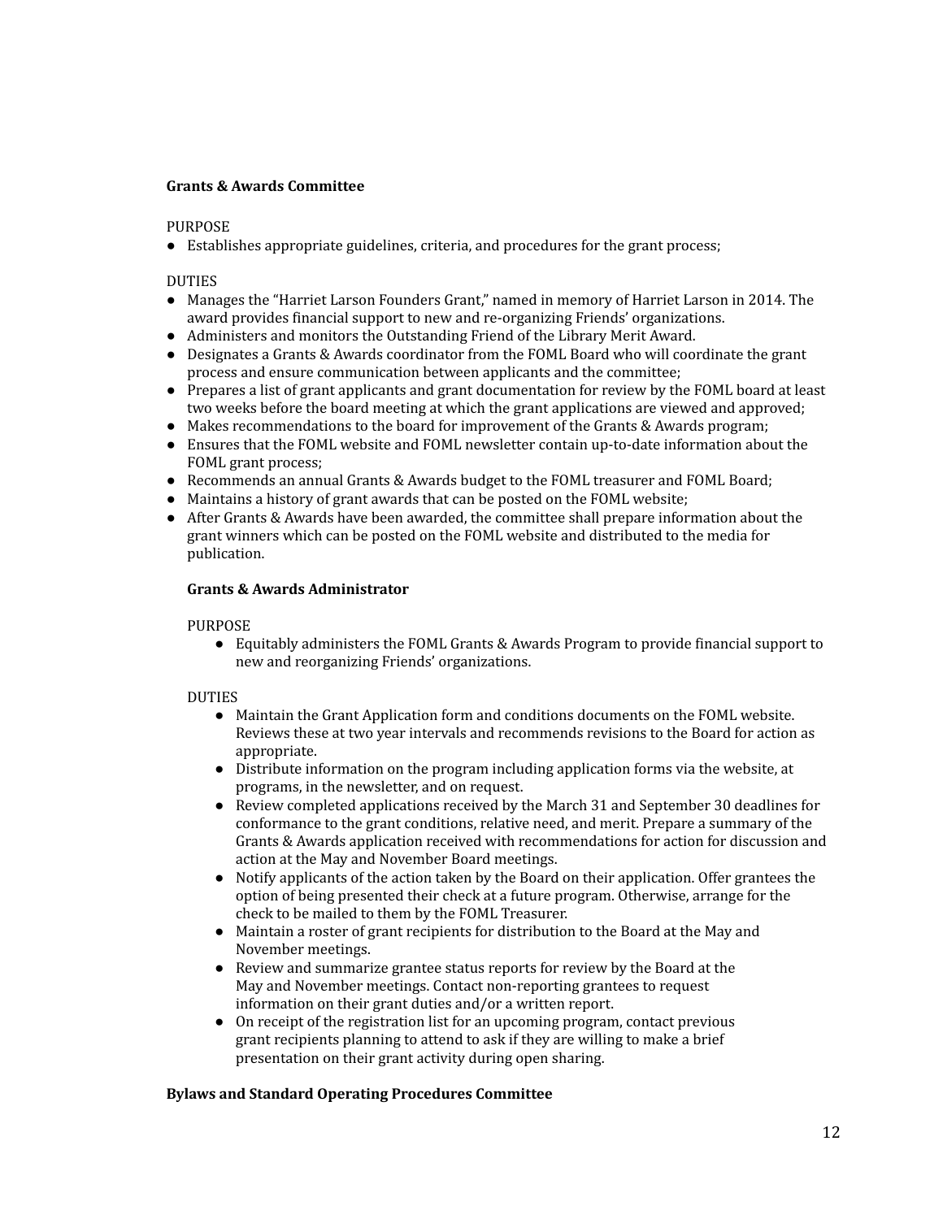**Grants & Awards Committee**

PURPOSE

- Establishes appropriate guidelines, criteria, and procedures for the grant process;

DUTIES

- Manages the "Harriet Larson Founders Grant," named in memory of Harriet Larson in 2014. The award provides financial support to new and re-organizing Friends' organizations.
- Administers and monitors the Outstanding Friend of the Library Merit Award.
- Designates a Grants & Awards coordinator from the FOML Board who will coordinate the grant process and ensure communication between applicants and the committee;
- Prepares a list of grant applicants and grant documentation for review by the FOML board at least two weeks before the board meeting at which the grant applications are viewed and approved;
- Makes recommendations to the board for improvement of the Grants & Awards program;
- Ensures that the FOML website and FOML newsletter contain up-to-date information about the FOML grant process;
- Recommends an annual Grants & Awards budget to the FOML treasurer and FOML Board;
- Maintains a history of grant awards that can be posted on the FOML website;
- After Grants & Awards have been awarded, the committee shall prepare information about the grant winners which can be posted on the FOML website and distributed to the media for publication.

**Grants & Awards Administrator**

PURPOSE

- Equitably administers the FOML Grants & Awards Program to provide financial support to new and reorganizing Friends' organizations.

DUTIES

- Maintain the Grant Application form and conditions documents on the FOML website. Reviews these at two year intervals and recommends revisions to the Board for action as appropriate.
- Distribute information on the program including application forms via the website, at programs, in the newsletter, and on request.
- Review completed applications received by the March 31 and September 30 deadlines for conformance to the grant conditions, relative need, and merit. Prepare a summary of the Grants & Awards application received with recommendations for action for discussion and action at the May and November Board meetings.
- Notify applicants of the action taken by the Board on their application. Offer grantees the option of being presented their check at a future program. Otherwise, arrange for the check to be mailed to them by the FOML Treasurer.
- Maintain a roster of grant recipients for distribution to the Board at the May and November meetings.
- Review and summarize grantee status reports for review by the Board at the May and November meetings. Contact non-reporting grantees to request information on their grant duties and/or a written report.
- On receipt of the registration list for an upcoming program, contact previous grant recipients planning to attend to ask if they are willing to make a brief presentation on their grant activity during open sharing.

**Bylaws and Standard Operating Procedures Committee**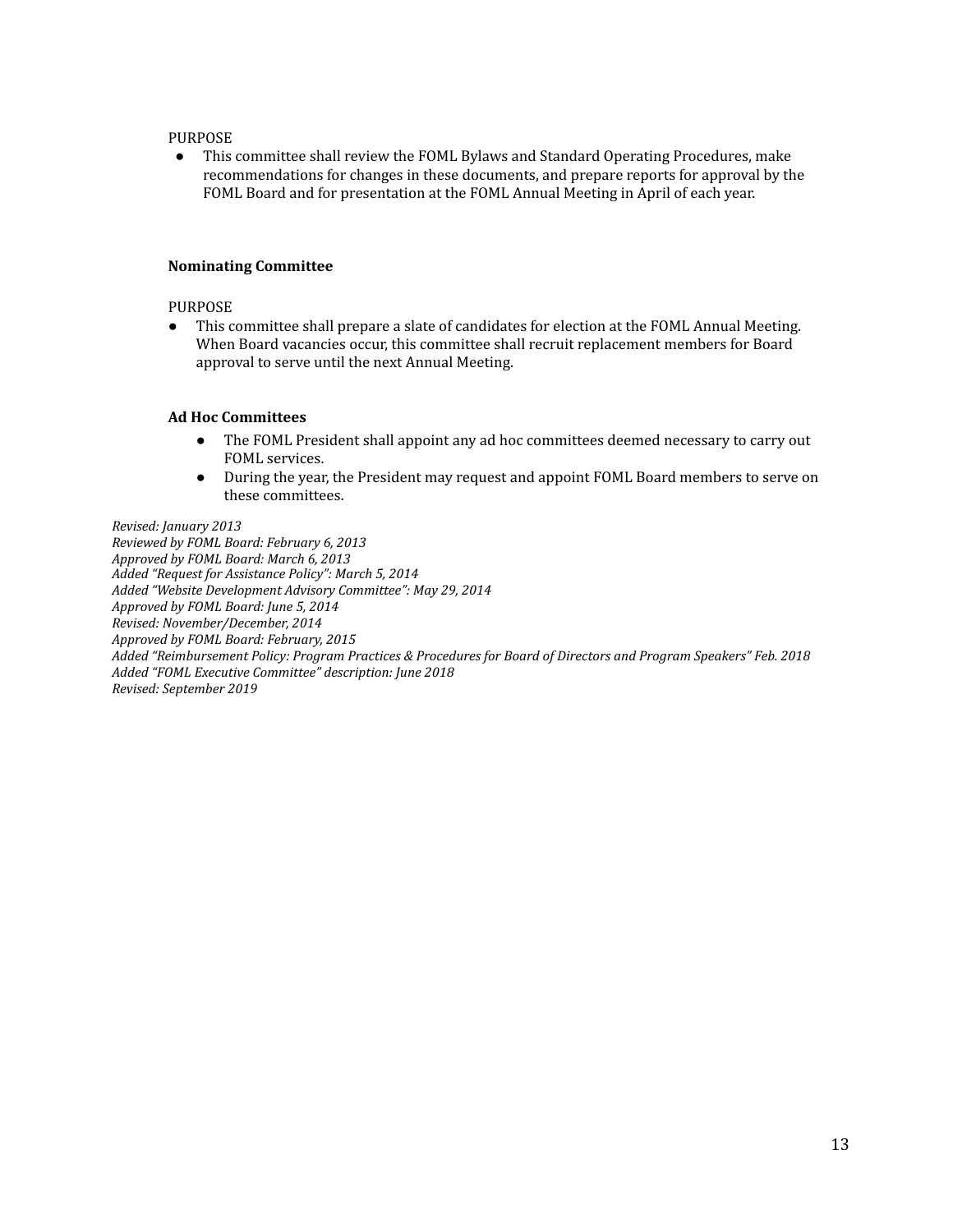PURPOSE

- This committee shall review the FOML Bylaws and Standard Operating Procedures, make recommendations for changes in these documents, and prepare reports for approval by the FOML Board and for presentation at the FOML Annual Meeting in April of each year.

**Nominating Committee**

PURPOSE

- This committee shall prepare a slate of candidates for election at the FOML Annual Meeting. When Board vacancies occur, this committee shall recruit replacement members for Board approval to serve until the next Annual Meeting.

**Ad Hoc Committees**

- The FOML President shall appoint any ad hoc committees deemed necessary to carry out FOML services.
- During the year, the President may request and appoint FOML Board members to serve on these committees.

*Revised: January 2013*
*Reviewed by FOML Board: February 6, 2013*
*Approved by FOML Board: March 6, 2013*
*Added "Request for Assistance Policy": March 5, 2014*
*Added "Website Development Advisory Committee": May 29, 2014*
*Approved by FOML Board: June 5, 2014*
*Revised: November/December, 2014*
*Approved by FOML Board: February, 2015*
*Added "Reimbursement Policy: Program Practices & Procedures for Board of Directors and Program Speakers" Feb. 2018*
*Added "FOML Executive Committee" description: June 2018*
*Revised: September 2019*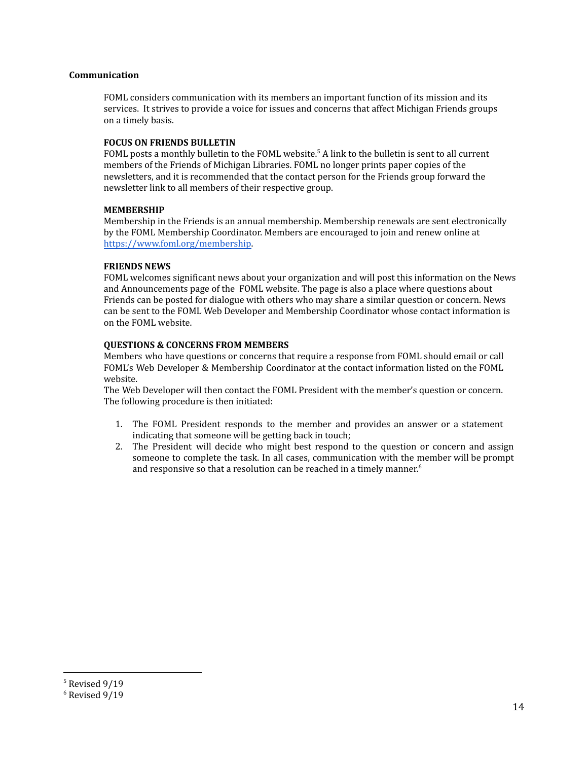## Communication

FOML considers communication with its members an important function of its mission and its services. It strives to provide a voice for issues and concerns that affect Michigan Friends groups on a timely basis.

### FOCUS ON FRIENDS BULLETIN

FOML posts a monthly bulletin to the FOML website.[5] A link to the bulletin is sent to all current members of the Friends of Michigan Libraries. FOML no longer prints paper copies of the newsletters, and it is recommended that the contact person for the Friends group forward the newsletter link to all members of their respective group.

### MEMBERSHIP

Membership in the Friends is an annual membership. Membership renewals are sent electronically by the FOML Membership Coordinator. Members are encouraged to join and renew online at [https://www.foml.org/membership](https://www.foml.org/membership).

### FRIENDS NEWS

FOML welcomes significant news about your organization and will post this information on the News and Announcements page of the FOML website. The page is also a place where questions about Friends can be posted for dialogue with others who may share a similar question or concern. News can be sent to the FOML Web Developer and Membership Coordinator whose contact information is on the FOML website.

### QUESTIONS & CONCERNS FROM MEMBERS

Members who have questions or concerns that require a response from FOML should email or call FOML's Web Developer & Membership Coordinator at the contact information listed on the FOML website.

The Web Developer will then contact the FOML President with the member's question or concern. The following procedure is then initiated:

1. The FOML President responds to the member and provides an answer or a statement indicating that someone will be getting back in touch;
2. The President will decide who might best respond to the question or concern and assign someone to complete the task. In all cases, communication with the member will be prompt and responsive so that a resolution can be reached in a timely manner.[6]

---

[5] Revised 9/19

[6] Revised 9/19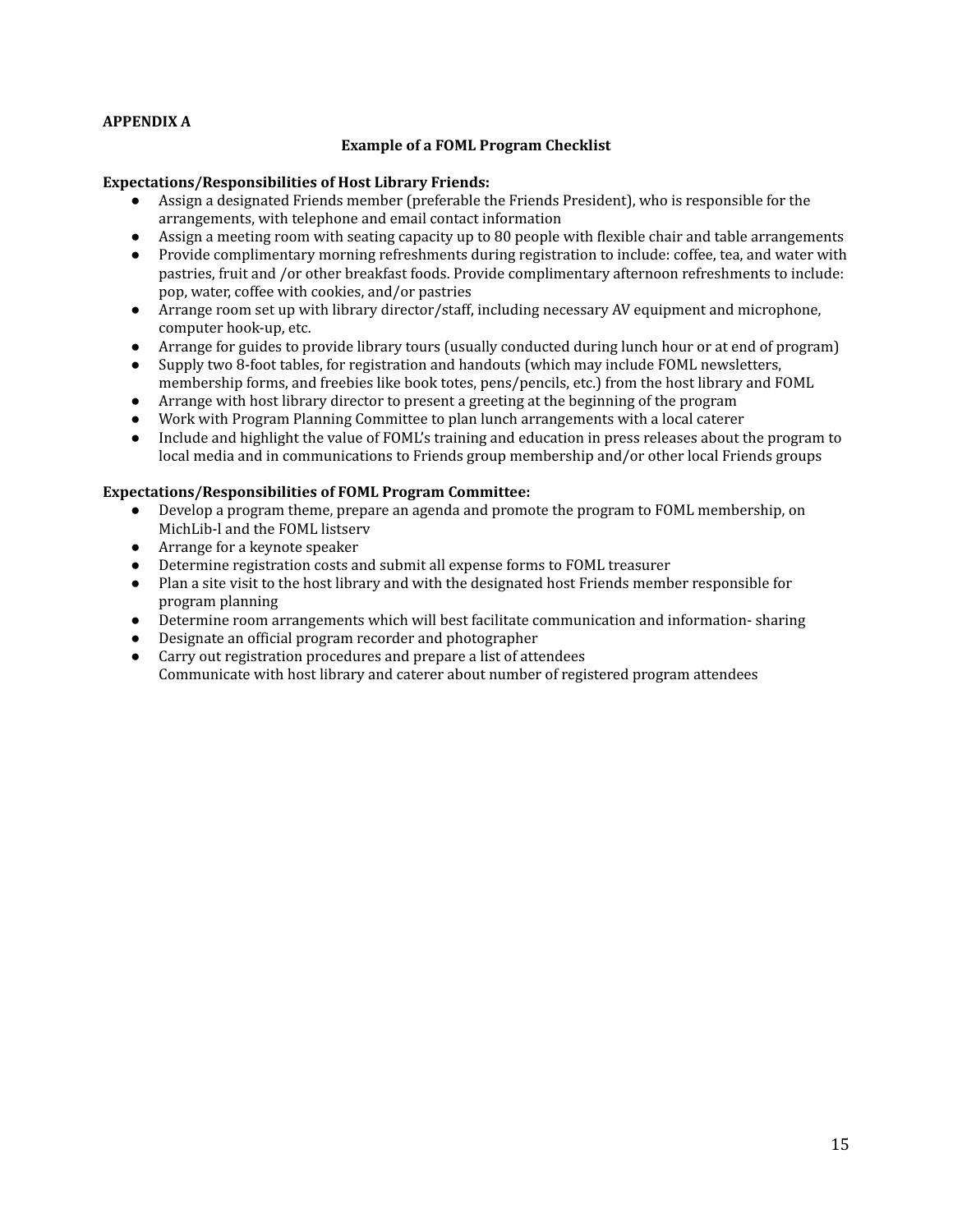**APPENDIX A**

**Example of a FOML Program Checklist**

**Expectations/Responsibilities of Host Library Friends:**

- Assign a designated Friends member (preferable the Friends President), who is responsible for the arrangements, with telephone and email contact information
- Assign a meeting room with seating capacity up to 80 people with flexible chair and table arrangements
- Provide complimentary morning refreshments during registration to include: coffee, tea, and water with pastries, fruit and /or other breakfast foods. Provide complimentary afternoon refreshments to include: pop, water, coffee with cookies, and/or pastries
- Arrange room set up with library director/staff, including necessary AV equipment and microphone, computer hook-up, etc.
- Arrange for guides to provide library tours (usually conducted during lunch hour or at end of program)
- Supply two 8-foot tables, for registration and handouts (which may include FOML newsletters, membership forms, and freebies like book totes, pens/pencils, etc.) from the host library and FOML
- Arrange with host library director to present a greeting at the beginning of the program
- Work with Program Planning Committee to plan lunch arrangements with a local caterer
- Include and highlight the value of FOML's training and education in press releases about the program to local media and in communications to Friends group membership and/or other local Friends groups

**Expectations/Responsibilities of FOML Program Committee:**

- Develop a program theme, prepare an agenda and promote the program to FOML membership, on MichLib-l and the FOML listserv
- Arrange for a keynote speaker
- Determine registration costs and submit all expense forms to FOML treasurer
- Plan a site visit to the host library and with the designated host Friends member responsible for program planning
- Determine room arrangements which will best facilitate communication and information- sharing
- Designate an official program recorder and photographer
- Carry out registration procedures and prepare a list of attendees
  Communicate with host library and caterer about number of registered program attendees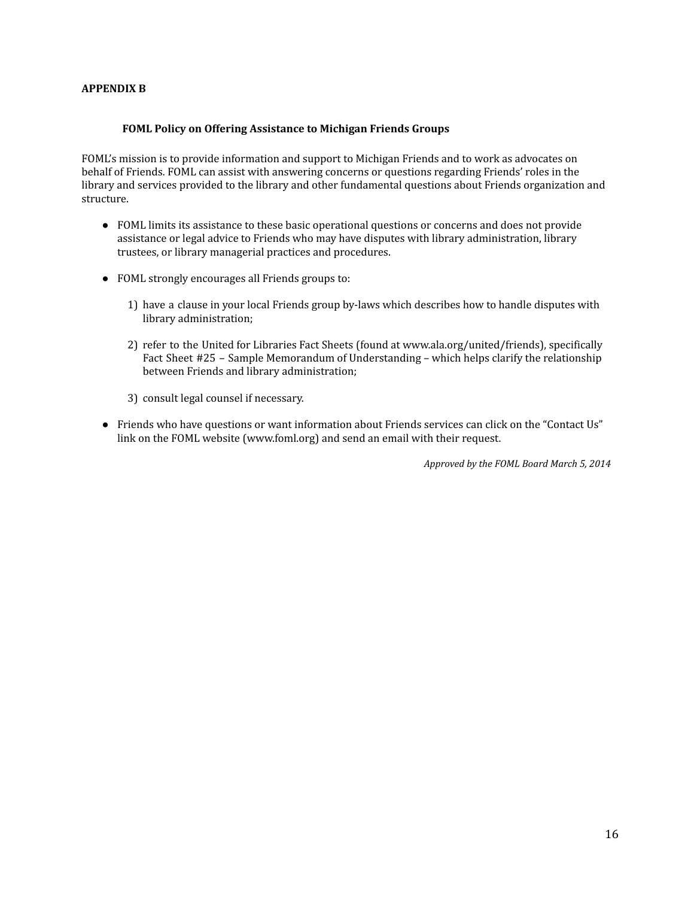**APPENDIX B**

### FOML Policy on Offering Assistance to Michigan Friends Groups

FOML's mission is to provide information and support to Michigan Friends and to work as advocates on behalf of Friends. FOML can assist with answering concerns or questions regarding Friends' roles in the library and services provided to the library and other fundamental questions about Friends organization and structure.

- FOML limits its assistance to these basic operational questions or concerns and does not provide assistance or legal advice to Friends who may have disputes with library administration, library trustees, or library managerial practices and procedures.

- FOML strongly encourages all Friends groups to:

    1) have a clause in your local Friends group by-laws which describes how to handle disputes with library administration;

    2) refer to the United for Libraries Fact Sheets (found at www.ala.org/united/friends), specifically Fact Sheet #25 – Sample Memorandum of Understanding – which helps clarify the relationship between Friends and library administration;

    3) consult legal counsel if necessary.

- Friends who have questions or want information about Friends services can click on the "Contact Us" link on the FOML website (www.foml.org) and send an email with their request.

*Approved by the FOML Board March 5, 2014*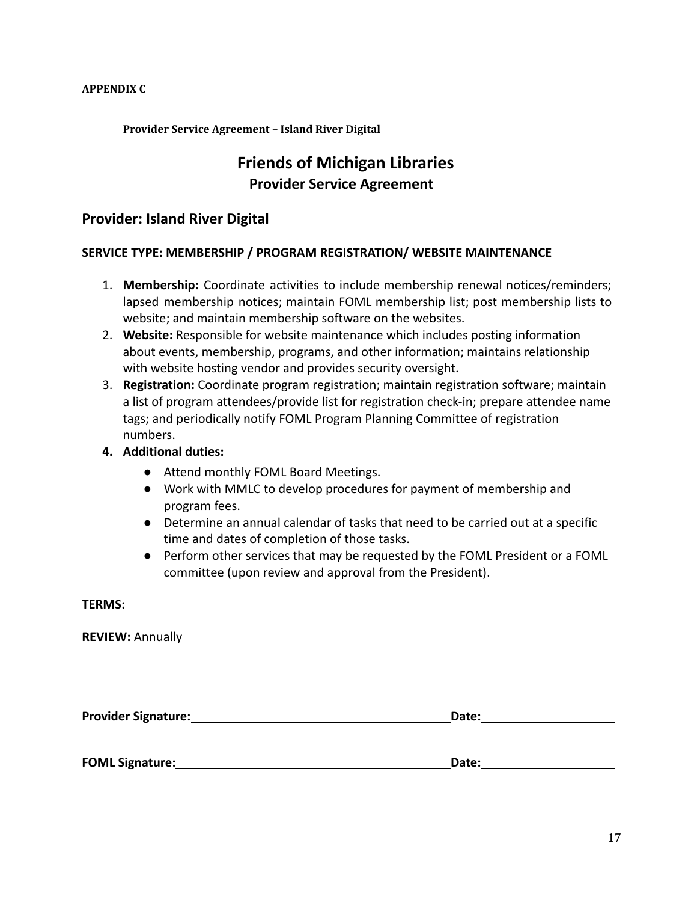**APPENDIX C**

**Provider Service Agreement – Island River Digital**

# Friends of Michigan Libraries

## Provider Service Agreement

## Provider: Island River Digital

**SERVICE TYPE: MEMBERSHIP / PROGRAM REGISTRATION/ WEBSITE MAINTENANCE**

1. **Membership:** Coordinate activities to include membership renewal notices/reminders; lapsed membership notices; maintain FOML membership list; post membership lists to website; and maintain membership software on the websites.
2. **Website:** Responsible for website maintenance which includes posting information about events, membership, programs, and other information; maintains relationship with website hosting vendor and provides security oversight.
3. **Registration:** Coordinate program registration; maintain registration software; maintain a list of program attendees/provide list for registration check-in; prepare attendee name tags; and periodically notify FOML Program Planning Committee of registration numbers.
4. **Additional duties:**
   - Attend monthly FOML Board Meetings.
   - Work with MMLC to develop procedures for payment of membership and program fees.
   - Determine an annual calendar of tasks that need to be carried out at a specific time and dates of completion of those tasks.
   - Perform other services that may be requested by the FOML President or a FOML committee (upon review and approval from the President).

**TERMS:**

**REVIEW:** Annually

**Provider Signature:**\_\_\_\_\_\_\_\_\_\_\_\_\_\_\_\_\_\_\_\_\_\_\_\_\_\_\_\_\_\_\_\_\_\_\_\_\_\_\_\_ **Date:**\_\_\_\_\_\_\_\_\_\_\_\_\_\_\_\_\_\_\_\_

**FOML Signature:**\_\_\_\_\_\_\_\_\_\_\_\_\_\_\_\_\_\_\_\_\_\_\_\_\_\_\_\_\_\_\_\_\_\_\_\_\_\_\_\_\_\_ **Date:**\_\_\_\_\_\_\_\_\_\_\_\_\_\_\_\_\_\_\_\_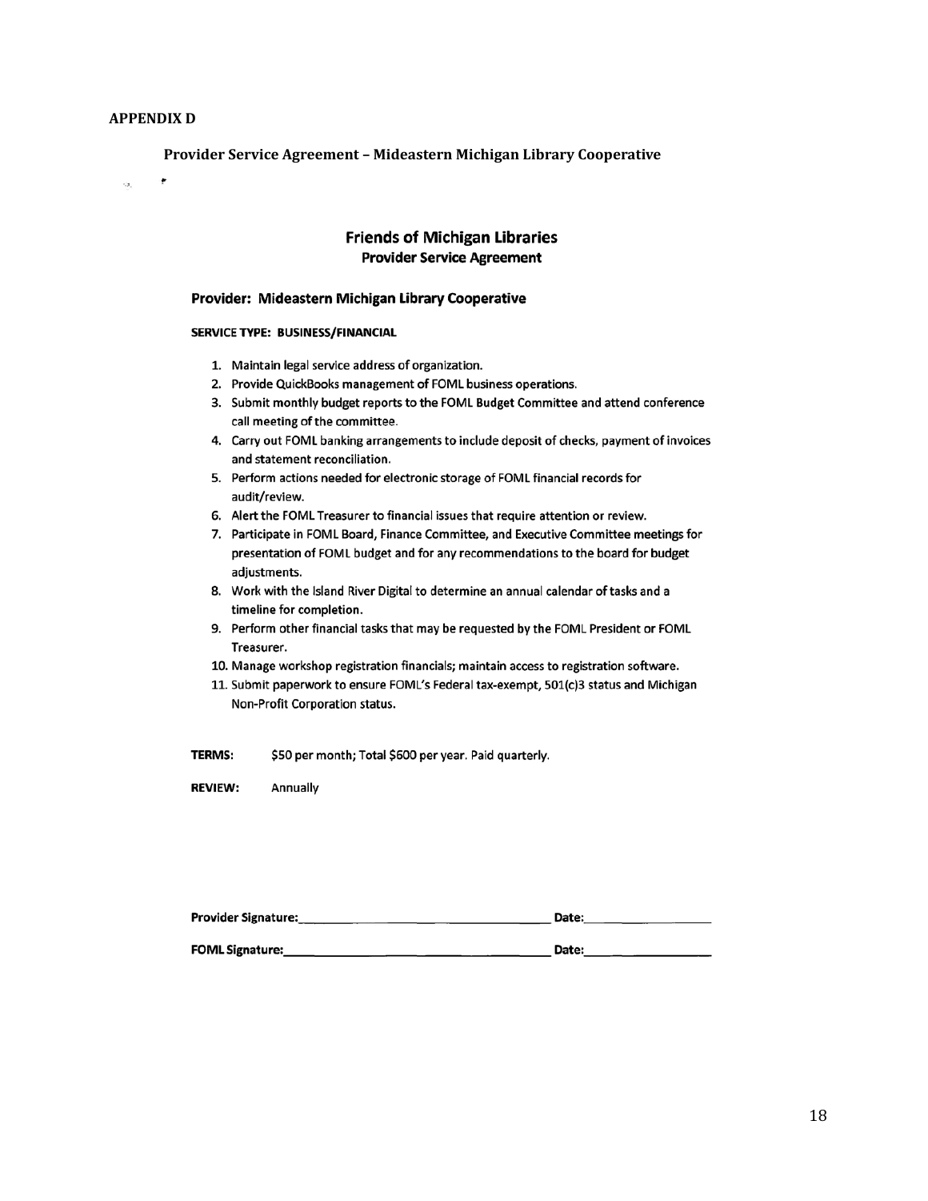**APPENDIX D**

**Provider Service Agreement – Mideastern Michigan Library Cooperative**

## Friends of Michigan Libraries

### Provider Service Agreement

**Provider: Mideastern Michigan Library Cooperative**

**SERVICE TYPE: BUSINESS/FINANCIAL**

1. Maintain legal service address of organization.
2. Provide QuickBooks management of FOML business operations.
3. Submit monthly budget reports to the FOML Budget Committee and attend conference call meeting of the committee.
4. Carry out FOML banking arrangements to include deposit of checks, payment of invoices and statement reconciliation.
5. Perform actions needed for electronic storage of FOML financial records for audit/review.
6. Alert the FOML Treasurer to financial issues that require attention or review.
7. Participate in FOML Board, Finance Committee, and Executive Committee meetings for presentation of FOML budget and for any recommendations to the board for budget adjustments.
8. Work with the Island River Digital to determine an annual calendar of tasks and a timeline for completion.
9. Perform other financial tasks that may be requested by the FOML President or FOML Treasurer.
10. Manage workshop registration financials; maintain access to registration software.
11. Submit paperwork to ensure FOML's Federal tax-exempt, 501(c)3 status and Michigan Non-Profit Corporation status.

**TERMS:** $50 per month; Total $600 per year. Paid quarterly.

**REVIEW:** Annually

**Provider Signature:**\_\_\_\_\_\_\_\_\_\_\_\_\_\_\_\_\_\_\_\_\_\_\_\_\_\_\_\_\_\_ **Date:**\_\_\_\_\_\_\_\_\_\_\_\_\_\_\_\_

**FOML Signature:**\_\_\_\_\_\_\_\_\_\_\_\_\_\_\_\_\_\_\_\_\_\_\_\_\_\_\_\_\_\_\_\_ **Date:**\_\_\_\_\_\_\_\_\_\_\_\_\_\_\_\_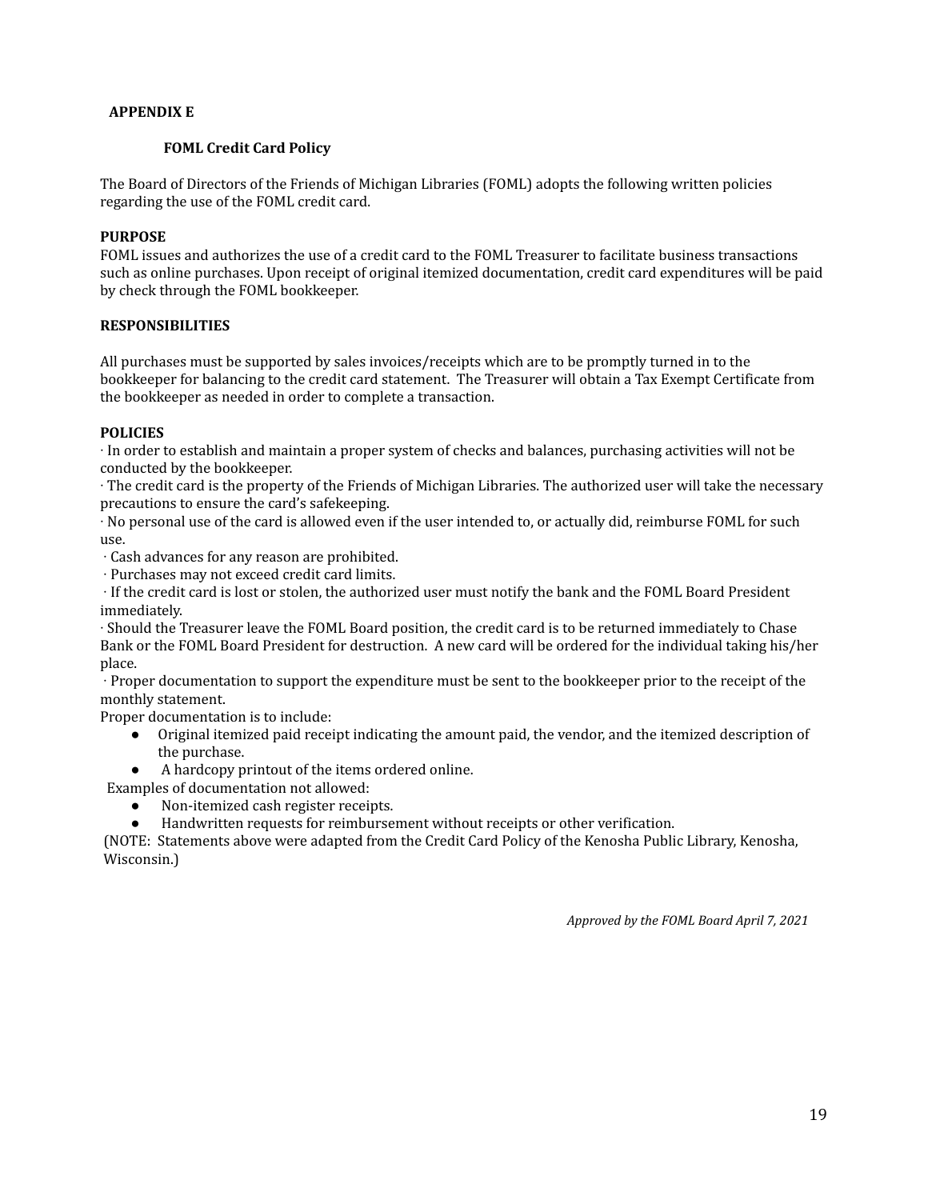## APPENDIX E

### FOML Credit Card Policy

The Board of Directors of the Friends of Michigan Libraries (FOML) adopts the following written policies regarding the use of the FOML credit card.

**PURPOSE**

FOML issues and authorizes the use of a credit card to the FOML Treasurer to facilitate business transactions such as online purchases. Upon receipt of original itemized documentation, credit card expenditures will be paid by check through the FOML bookkeeper.

**RESPONSIBILITIES**

All purchases must be supported by sales invoices/receipts which are to be promptly turned in to the bookkeeper for balancing to the credit card statement. The Treasurer will obtain a Tax Exempt Certificate from the bookkeeper as needed in order to complete a transaction.

**POLICIES**

· In order to establish and maintain a proper system of checks and balances, purchasing activities will not be conducted by the bookkeeper.

· The credit card is the property of the Friends of Michigan Libraries. The authorized user will take the necessary precautions to ensure the card's safekeeping.

· No personal use of the card is allowed even if the user intended to, or actually did, reimburse FOML for such use.

· Cash advances for any reason are prohibited.

· Purchases may not exceed credit card limits.

· If the credit card is lost or stolen, the authorized user must notify the bank and the FOML Board President immediately.

· Should the Treasurer leave the FOML Board position, the credit card is to be returned immediately to Chase Bank or the FOML Board President for destruction. A new card will be ordered for the individual taking his/her place.

· Proper documentation to support the expenditure must be sent to the bookkeeper prior to the receipt of the monthly statement.

Proper documentation is to include:

- Original itemized paid receipt indicating the amount paid, the vendor, and the itemized description of the purchase.
- A hardcopy printout of the items ordered online.

Examples of documentation not allowed:

- Non-itemized cash register receipts.
- Handwritten requests for reimbursement without receipts or other verification.

(NOTE: Statements above were adapted from the Credit Card Policy of the Kenosha Public Library, Kenosha, Wisconsin.)

*Approved by the FOML Board April 7, 2021*